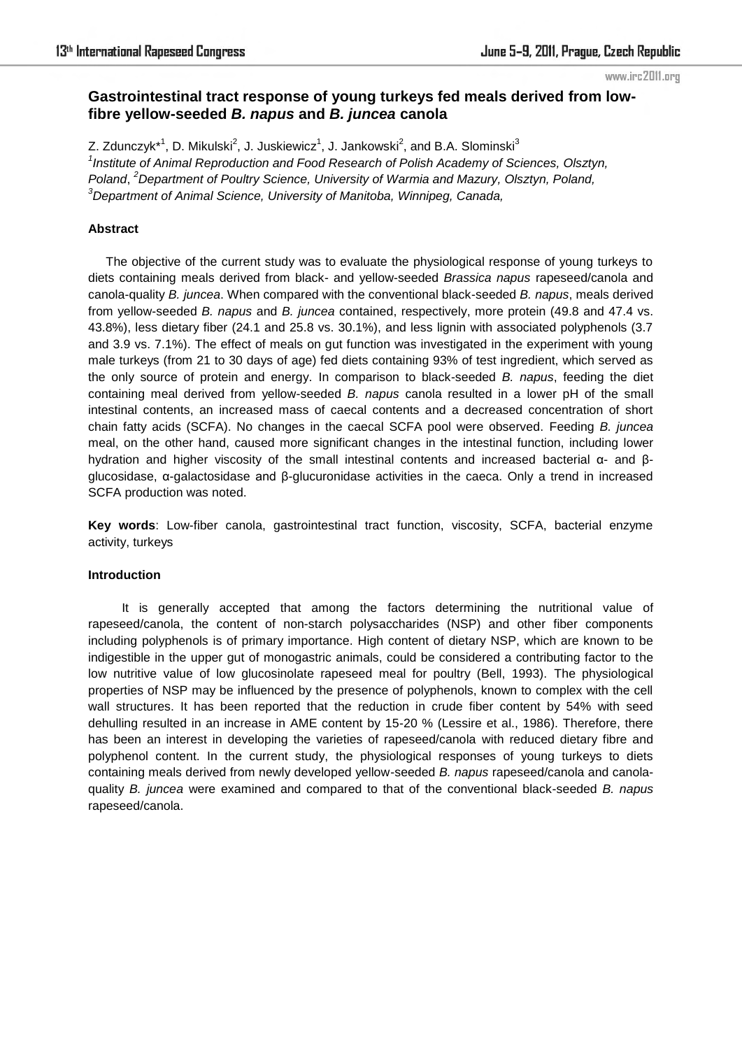# Gastrointestinal tract response of young turkeys fed meals derived from low-fibre yellow-seeded *B. napus* and *B. juncea* canola

Z. Zdunczyk*[1], D. Mikulski[2], J. Juskiewicz[1], J. Jankowski[2], and B.A. Slominski[3]

[1]*Institute of Animal Reproduction and Food Research of Polish Academy of Sciences, Olsztyn, Poland*, [2]*Department of Poultry Science, University of Warmia and Mazury, Olsztyn, Poland,*
[3]*Department of Animal Science, University of Manitoba, Winnipeg, Canada,*

### Abstract

The objective of the current study was to evaluate the physiological response of young turkeys to diets containing meals derived from black- and yellow-seeded *Brassica napus* rapeseed/canola and canola-quality *B. juncea*. When compared with the conventional black-seeded *B. napus*, meals derived from yellow-seeded *B. napus* and *B. juncea* contained, respectively, more protein (49.8 and 47.4 vs. 43.8%), less dietary fiber (24.1 and 25.8 vs. 30.1%), and less lignin with associated polyphenols (3.7 and 3.9 vs. 7.1%). The effect of meals on gut function was investigated in the experiment with young male turkeys (from 21 to 30 days of age) fed diets containing 93% of test ingredient, which served as the only source of protein and energy. In comparison to black-seeded *B. napus*, feeding the diet containing meal derived from yellow-seeded *B. napus* canola resulted in a lower pH of the small intestinal contents, an increased mass of caecal contents and a decreased concentration of short chain fatty acids (SCFA). No changes in the caecal SCFA pool were observed. Feeding *B. juncea* meal, on the other hand, caused more significant changes in the intestinal function, including lower hydration and higher viscosity of the small intestinal contents and increased bacterial α- and β-glucosidase, α-galactosidase and β-glucuronidase activities in the caeca. Only a trend in increased SCFA production was noted.

**Key words**: Low-fiber canola, gastrointestinal tract function, viscosity, SCFA, bacterial enzyme activity, turkeys

### Introduction

It is generally accepted that among the factors determining the nutritional value of rapeseed/canola, the content of non-starch polysaccharides (NSP) and other fiber components including polyphenols is of primary importance. High content of dietary NSP, which are known to be indigestible in the upper gut of monogastric animals, could be considered a contributing factor to the low nutritive value of low glucosinolate rapeseed meal for poultry (Bell, 1993). The physiological properties of NSP may be influenced by the presence of polyphenols, known to complex with the cell wall structures. It has been reported that the reduction in crude fiber content by 54% with seed dehulling resulted in an increase in AME content by 15-20 % (Lessire et al., 1986). Therefore, there has been an interest in developing the varieties of rapeseed/canola with reduced dietary fibre and polyphenol content. In the current study, the physiological responses of young turkeys to diets containing meals derived from newly developed yellow-seeded *B. napus* rapeseed/canola and canola-quality *B. juncea* were examined and compared to that of the conventional black-seeded *B. napus* rapeseed/canola.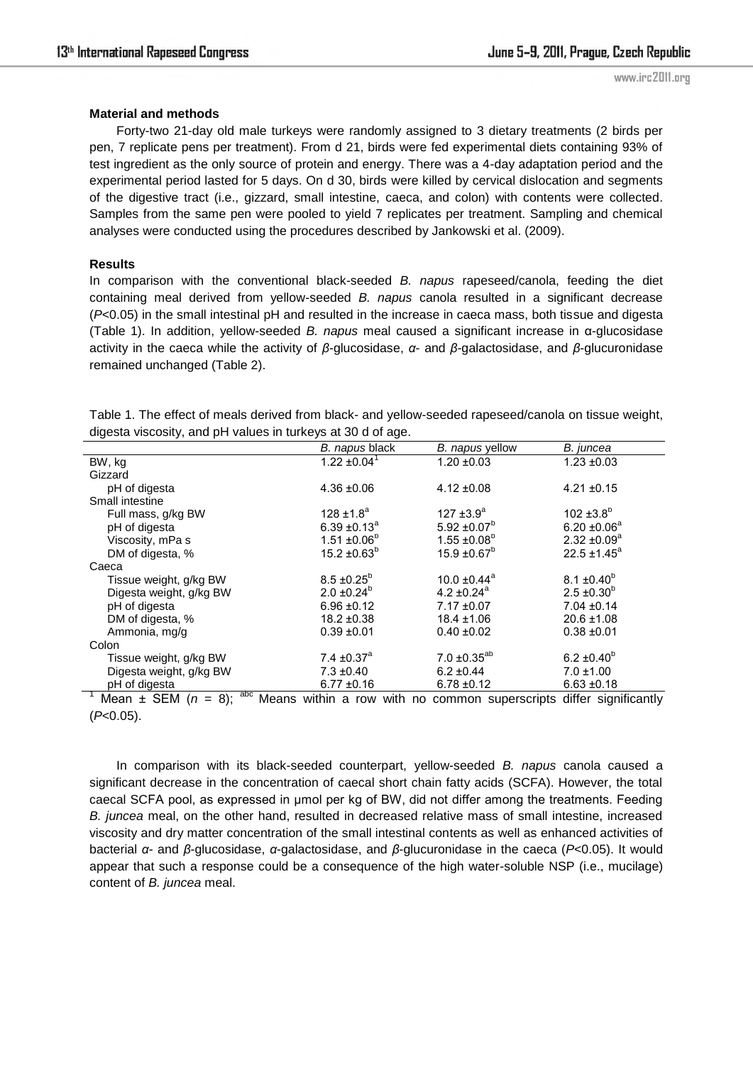**Material and methods**

Forty-two 21-day old male turkeys were randomly assigned to 3 dietary treatments (2 birds per pen, 7 replicate pens per treatment). From d 21, birds were fed experimental diets containing 93% of test ingredient as the only source of protein and energy. There was a 4-day adaptation period and the experimental period lasted for 5 days. On d 30, birds were killed by cervical dislocation and segments of the digestive tract (i.e., gizzard, small intestine, caeca, and colon) with contents were collected. Samples from the same pen were pooled to yield 7 replicates per treatment. Sampling and chemical analyses were conducted using the procedures described by Jankowski et al. (2009).

**Results**

In comparison with the conventional black-seeded *B. napus* rapeseed/canola, feeding the diet containing meal derived from yellow-seeded *B. napus* canola resulted in a significant decrease ($P$<0.05) in the small intestinal pH and resulted in the increase in caeca mass, both tissue and digesta (Table 1). In addition, yellow-seeded *B. napus* meal caused a significant increase in α-glucosidase activity in the caeca while the activity of *β*-glucosidase, *α*- and *β*-galactosidase, and *β*-glucuronidase remained unchanged (Table 2).

Table 1. The effect of meals derived from black- and yellow-seeded rapeseed/canola on tissue weight, digesta viscosity, and pH values in turkeys at 30 d of age.

| | *B. napus* black | *B. napus* yellow | *B. juncea* |
|---|---|---|---|
| BW, kg | 1.22 ±0.04[1] | 1.20 ±0.03 | 1.23 ±0.03 |
| Gizzard | | | |
| pH of digesta | 4.36 ±0.06 | 4.12 ±0.08 | 4.21 ±0.15 |
| Small intestine | | | |
| Full mass, g/kg BW | 128 ±1.8[a] | 127 ±3.9[a] | 102 ±3.8[b] |
| pH of digesta | 6.39 ±0.13[a] | 5.92 ±0.07[b] | 6.20 ±0.06[a] |
| Viscosity, mPa s | 1.51 ±0.06[b] | 1.55 ±0.08[b] | 2.32 ±0.09[a] |
| DM of digesta, % | 15.2 ±0.63[b] | 15.9 ±0.67[b] | 22.5 ±1.45[a] |
| Caeca | | | |
| Tissue weight, g/kg BW | 8.5 ±0.25[b] | 10.0 ±0.44[a] | 8.1 ±0.40[b] |
| Digesta weight, g/kg BW | 2.0 ±0.24[b] | 4.2 ±0.24[a] | 2.5 ±0.30[b] |
| pH of digesta | 6.96 ±0.12 | 7.17 ±0.07 | 7.04 ±0.14 |
| DM of digesta, % | 18.2 ±0.38 | 18.4 ±1.06 | 20.6 ±1.08 |
| Ammonia, mg/g | 0.39 ±0.01 | 0.40 ±0.02 | 0.38 ±0.01 |
| Colon | | | |
| Tissue weight, g/kg BW | 7.4 ±0.37[a] | 7.0 ±0.35[ab] | 6.2 ±0.40[b] |
| Digesta weight, g/kg BW | 7.3 ±0.40 | 6.2 ±0.44 | 7.0 ±1.00 |
| pH of digesta | 6.77 ±0.16 | 6.78 ±0.12 | 6.63 ±0.18 |

[1] Mean ± SEM ($n$ = 8); [abc] Means within a row with no common superscripts differ significantly ($P$<0.05).

In comparison with its black-seeded counterpart, yellow-seeded *B. napus* canola caused a significant decrease in the concentration of caecal short chain fatty acids (SCFA). However, the total caecal SCFA pool, as expressed in μmol per kg of BW, did not differ among the treatments. Feeding *B. juncea* meal, on the other hand, resulted in decreased relative mass of small intestine, increased viscosity and dry matter concentration of the small intestinal contents as well as enhanced activities of bacterial *α*- and *β*-glucosidase, *α*-galactosidase, and *β*-glucuronidase in the caeca ($P$<0.05). It would appear that such a response could be a consequence of the high water-soluble NSP (i.e., mucilage) content of *B. juncea* meal.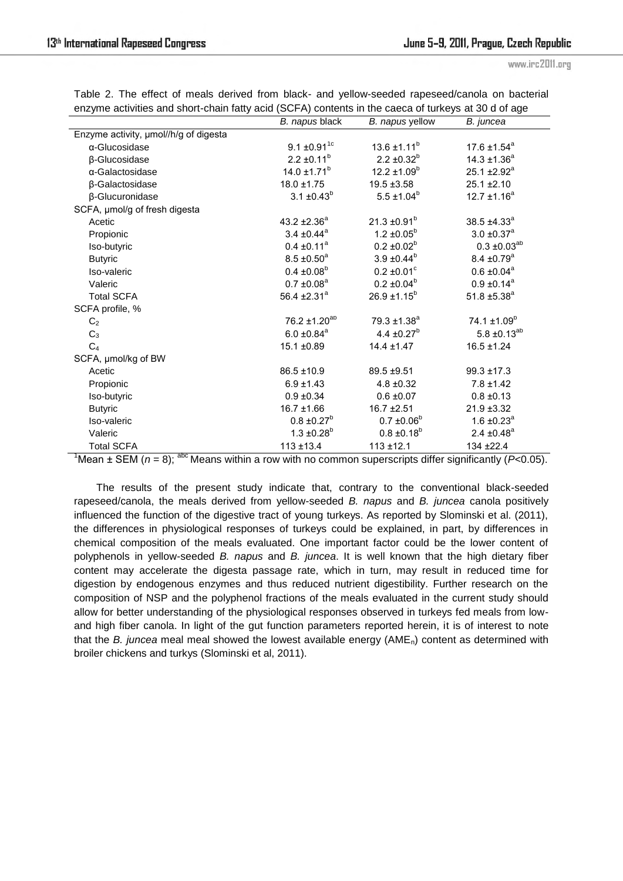Table 2. The effect of meals derived from black- and yellow-seeded rapeseed/canola on bacterial enzyme activities and short-chain fatty acid (SCFA) contents in the caeca of turkeys at 30 d of age

| | *B. napus* black | *B. napus* yellow | *B. juncea* |
|---|---|---|---|
| Enzyme activity, μmol//h/g of digesta | | | |
| α-Glucosidase | 9.1 ±0.91[1c] | 13.6 ±1.11[b] | 17.6 ±1.54[a] |
| β-Glucosidase | 2.2 ±0.11[b] | 2.2 ±0.32[b] | 14.3 ±1.36[a] |
| α-Galactosidase | 14.0 ±1.71[b] | 12.2 ±1.09[b] | 25.1 ±2.92[a] |
| β-Galactosidase | 18.0 ±1.75 | 19.5 ±3.58 | 25.1 ±2.10 |
| β-Glucuronidase | 3.1 ±0.43[b] | 5.5 ±1.04[b] | 12.7 ±1.16[a] |
| SCFA, μmol/g of fresh digesta | | | |
| Acetic | 43.2 ±2.36[a] | 21.3 ±0.91[b] | 38.5 ±4.33[a] |
| Propionic | 3.4 ±0.44[a] | 1.2 ±0.05[b] | 3.0 ±0.37[a] |
| Iso-butyric | 0.4 ±0.11[a] | 0.2 ±0.02[b] | 0.3 ±0.03[ab] |
| Butyric | 8.5 ±0.50[a] | 3.9 ±0.44[b] | 8.4 ±0.79[a] |
| Iso-valeric | 0.4 ±0.08[b] | 0.2 ±0.01[c] | 0.6 ±0.04[a] |
| Valeric | 0.7 ±0.08[a] | 0.2 ±0.04[b] | 0.9 ±0.14[a] |
| Total SCFA | 56.4 ±2.31[a] | 26.9 ±1.15[b] | 51.8 ±5.38[a] |
| SCFA profile, % | | | |
| $C_2$ | 76.2 ±1.20[ab] | 79.3 ±1.38[a] | 74.1 ±1.09[b] |
| $C_3$ | 6.0 ±0.84[a] | 4.4 ±0.27[b] | 5.8 ±0.13[ab] |
| $C_4$ | 15.1 ±0.89 | 14.4 ±1.47 | 16.5 ±1.24 |
| SCFA, μmol/kg of BW | | | |
| Acetic | 86.5 ±10.9 | 89.5 ±9.51 | 99.3 ±17.3 |
| Propionic | 6.9 ±1.43 | 4.8 ±0.32 | 7.8 ±1.42 |
| Iso-butyric | 0.9 ±0.34 | 0.6 ±0.07 | 0.8 ±0.13 |
| Butyric | 16.7 ±1.66 | 16.7 ±2.51 | 21.9 ±3.32 |
| Iso-valeric | 0.8 ±0.27[b] | 0.7 ±0.06[b] | 1.6 ±0.23[a] |
| Valeric | 1.3 ±0.28[b] | 0.8 ±0.18[b] | 2.4 ±0.48[a] |
| Total SCFA | 113 ±13.4 | 113 ±12.1 | 134 ±22.4 |

[1]Mean ± SEM ($n$ = 8); [abc] Means within a row with no common superscripts differ significantly ($P$<0.05).

The results of the present study indicate that, contrary to the conventional black-seeded rapeseed/canola, the meals derived from yellow-seeded *B. napus* and *B. juncea* canola positively influenced the function of the digestive tract of young turkeys. As reported by Slominski et al. (2011), the differences in physiological responses of turkeys could be explained, in part, by differences in chemical composition of the meals evaluated. One important factor could be the lower content of polyphenols in yellow-seeded *B. napus* and *B. juncea*. It is well known that the high dietary fiber content may accelerate the digesta passage rate, which in turn, may result in reduced time for digestion by endogenous enzymes and thus reduced nutrient digestibility. Further research on the composition of NSP and the polyphenol fractions of the meals evaluated in the current study should allow for better understanding of the physiological responses observed in turkeys fed meals from low- and high fiber canola. In light of the gut function parameters reported herein, it is of interest to note that the *B. juncea* meal meal showed the lowest available energy ($AME_n$) content as determined with broiler chickens and turkys (Slominski et al, 2011).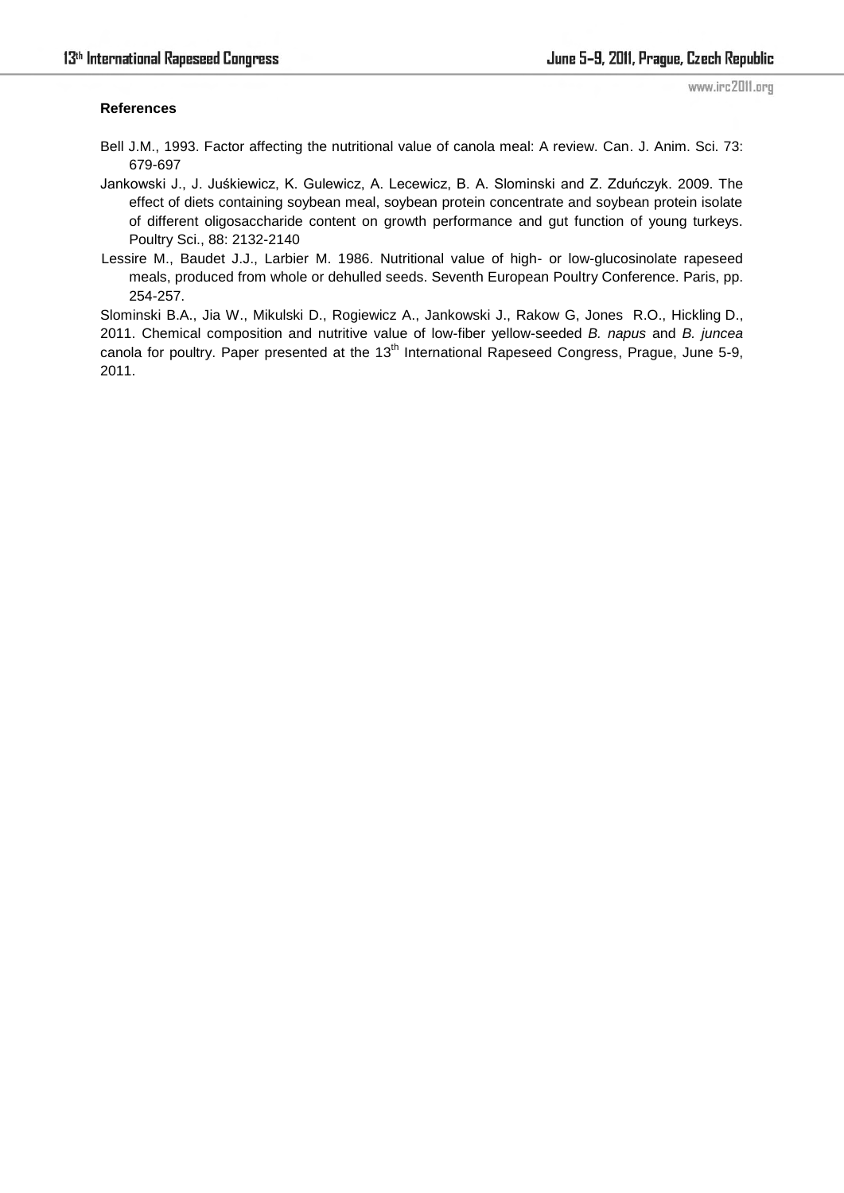**References**

Bell J.M., 1993. Factor affecting the nutritional value of canola meal: A review. Can. J. Anim. Sci. 73: 679-697

Jankowski J., J. Juśkiewicz, K. Gulewicz, A. Lecewicz, B. A. Slominski and Z. Zduńczyk. 2009. The effect of diets containing soybean meal, soybean protein concentrate and soybean protein isolate of different oligosaccharide content on growth performance and gut function of young turkeys. Poultry Sci., 88: 2132-2140

Lessire M., Baudet J.J., Larbier M. 1986. Nutritional value of high- or low-glucosinolate rapeseed meals, produced from whole or dehulled seeds. Seventh European Poultry Conference. Paris, pp. 254-257.

Slominski B.A., Jia W., Mikulski D., Rogiewicz A., Jankowski J., Rakow G, Jones R.O., Hickling D., 2011. Chemical composition and nutritive value of low-fiber yellow-seeded *B. napus* and *B. juncea* canola for poultry. Paper presented at the 13th International Rapeseed Congress, Prague, June 5-9, 2011.